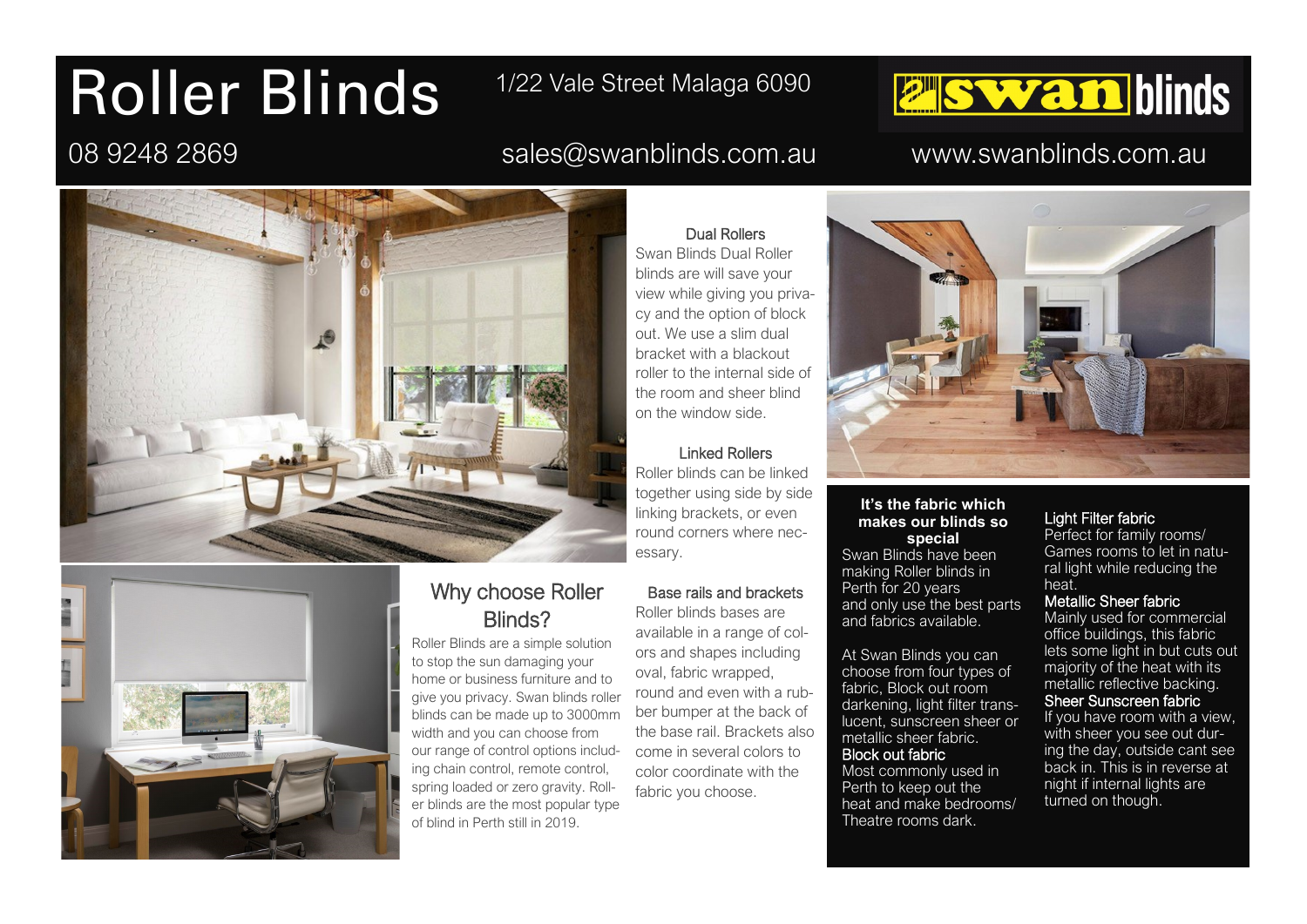# Roller Blinds

1/22 Vale Street Malaga 6090

swan blinds

08 9248 2869

sales@swanblinds.com.au

www.swanblinds.com.au

## Why choose Roller Blinds?

Roller Blinds are a simple solution to stop the sun damaging your home or business furniture and to give you privacy. Swan blinds roller blinds can be made up to 3000mm width and you can choose from our range of control options including chain control, remote control, spring loaded or zero gravity. Roller blinds are the most popular type of blind in Perth still in 2019.

### Dual Rollers

Swan Blinds Dual Roller blinds are will save your view while giving you privacy and the option of block out. We use a slim dual bracket with a blackout roller to the internal side of the room and sheer blind on the window side.

### Linked Rollers

Roller blinds can be linked together using side by side linking brackets, or even round corners where necessary.

### Base rails and brackets

Roller blinds bases are available in a range of colors and shapes including oval, fabric wrapped, round and even with a rubber bumper at the back of the base rail. Brackets also come in several colors to color coordinate with the fabric you choose.

### It's the fabric which makes our blinds so special

Swan Blinds have been making Roller blinds in Perth for 20 years and only use the best parts and fabrics available.

At Swan Blinds you can choose from four types of fabric, Block out room darkening, light filter translucent, sunscreen sheer or metallic sheer fabric.

**Block out fabric**
Most commonly used in Perth to keep out the heat and make bedrooms/ Theatre rooms dark.

**Light Filter fabric**
Perfect for family rooms/ Games rooms to let in natural light while reducing the heat.

**Metallic Sheer fabric**
Mainly used for commercial office buildings, this fabric lets some light in but cuts out majority of the heat with its metallic reflective backing.

**Sheer Sunscreen fabric**
If you have room with a view, with sheer you see out during the day, outside cant see back in. This is in reverse at night if internal lights are turned on though.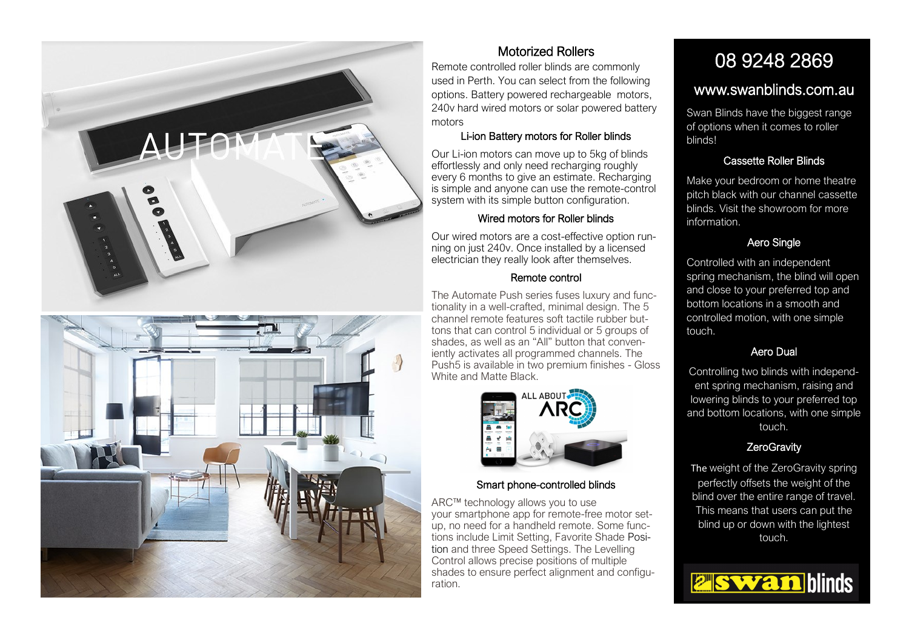## Motorized Rollers

Remote controlled roller blinds are commonly used in Perth. You can select from the following options. Battery powered rechargeable motors, 240v hard wired motors or solar powered battery motors

### Li-ion Battery motors for Roller blinds

Our Li-ion motors can move up to 5kg of blinds effortlessly and only need recharging roughly every 6 months to give an estimate. Recharging is simple and anyone can use the remote-control system with its simple button configuration.

### Wired motors for Roller blinds

Our wired motors are a cost-effective option running on just 240v. Once installed by a licensed electrician they really look after themselves.

### Remote control

The Automate Push series fuses luxury and functionality in a well-crafted, minimal design. The 5 channel remote features soft tactile rubber buttons that can control 5 individual or 5 groups of shades, as well as an "All" button that conveniently activates all programmed channels. The Push5 is available in two premium finishes - Gloss White and Matte Black.

### Smart phone-controlled blinds

ARC™ technology allows you to use your smartphone app for remote-free motor setup, no need for a handheld remote. Some functions include Limit Setting, Favorite Shade Position and three Speed Settings. The Levelling Control allows precise positions of multiple shades to ensure perfect alignment and configuration.

## 08 9248 2869

## www.swanblinds.com.au

Swan Blinds have the biggest range of options when it comes to roller blinds!

### Cassette Roller Blinds

Make your bedroom or home theatre pitch black with our channel cassette blinds. Visit the showroom for more information.

### Aero Single

Controlled with an independent spring mechanism, the blind will open and close to your preferred top and bottom locations in a smooth and controlled motion, with one simple touch.

### Aero Dual

Controlling two blinds with independent spring mechanism, raising and lowering blinds to your preferred top and bottom locations, with one simple touch.

### ZeroGravity

The weight of the ZeroGravity spring perfectly offsets the weight of the blind over the entire range of travel. This means that users can put the blind up or down with the lightest touch.